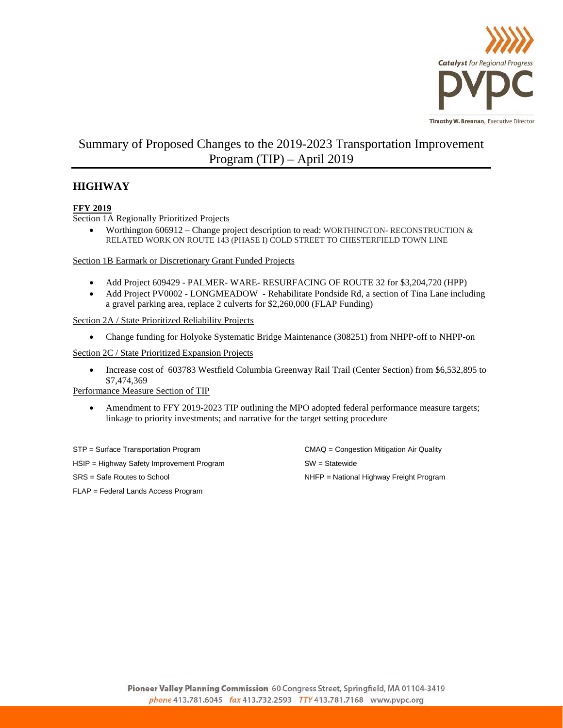Catalyst for Regional Progress

PVPC

Timothy W. Brennan, Executive Director

# Summary of Proposed Changes to the 2019-2023 Transportation Improvement Program (TIP) – April 2019

## HIGHWAY

### FFY 2019

Section 1A Regionally Prioritized Projects

- Worthington 606912 – Change project description to read: WORTHINGTON- RECONSTRUCTION & RELATED WORK ON ROUTE 143 (PHASE I) COLD STREET TO CHESTERFIELD TOWN LINE

Section 1B Earmark or Discretionary Grant Funded Projects

- Add Project 609429 - PALMER- WARE- RESURFACING OF ROUTE 32 for $3,204,720 (HPP)
- Add Project PV0002 - LONGMEADOW - Rehabilitate Pondside Rd, a section of Tina Lane including a gravel parking area, replace 2 culverts for $2,260,000 (FLAP Funding)

Section 2A / State Prioritized Reliability Projects

- Change funding for Holyoke Systematic Bridge Maintenance (308251) from NHPP-off to NHPP-on

Section 2C / State Prioritized Expansion Projects

- Increase cost of 603783 Westfield Columbia Greenway Rail Trail (Center Section) from $6,532,895 to $7,474,369

Performance Measure Section of TIP

- Amendment to FFY 2019-2023 TIP outlining the MPO adopted federal performance measure targets; linkage to priority investments; and narrative for the target setting procedure

STP = Surface Transportation Program

HSIP = Highway Safety Improvement Program

SRS = Safe Routes to School

FLAP = Federal Lands Access Program

CMAQ = Congestion Mitigation Air Quality

SW = Statewide

NHFP = National Highway Freight Program

**Pioneer Valley Planning Commission** 60 Congress Street, Springfield, MA 01104-3419
*phone* 413.781.6045 *fax* 413.732.2593 *TTY* 413.781.7168 www.pvpc.org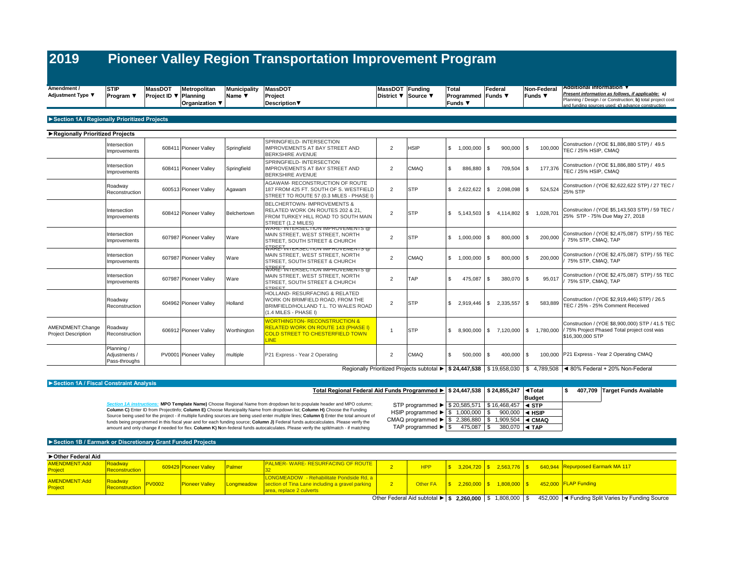# 2019 Pioneer Valley Region Transportation Improvement Program

| Amendment / Adjustment Type ▼ | STIP Program ▼ | MassDOT Project ID ▼ | Metropolitan Planning Organization ▼ | Municipality Name ▼ | MassDOT Project Description▼ | MassDOT District ▼ | Funding Source ▼ | Total Programmed Funds ▼ | Federal Funds ▼ | Non-Federal Funds ▼ | Additional Information ▼ *Present information as follows, if applicable: a) Planning / Design / or Construction; b) total project cost and funding sources used; c) advance construction* |
|---|---|---|---|---|---|---|---|---|---|---|---|
| **►Section 1A / Regionally Prioritized Projects** | | | | | | | | | | | |
| **►Regionally Prioritized Projects** | | | | | | | | | | | |
| | Intersection Improvements | 608411 | Pioneer Valley | Springfield | SPRINGFIELD- INTERSECTION IMPROVEMENTS AT BAY STREET AND BERKSHIRE AVENUE | 2 | HSIP | $ 1,000,000 | $ 900,000 | $ 100,000 | Construction / (YOE $1,886,880 STP) / 49.5 TEC / 25% HSIP, CMAQ |
| | Intersection Improvements | 608411 | Pioneer Valley | Springfield | SPRINGFIELD- INTERSECTION IMPROVEMENTS AT BAY STREET AND BERKSHIRE AVENUE | 2 | CMAQ | $ 886,880 | $ 709,504 | $ 177,376 | Construction / (YOE $1,886,880 STP) / 49.5 TEC / 25% HSIP, CMAQ |
| | Roadway Reconstruction | 600513 | Pioneer Valley | Agawam | AGAWAM- RECONSTRUCTION OF ROUTE 187 FROM 425 FT. SOUTH OF S. WESTFIELD STREET TO ROUTE 57 (0.3 MILES - PHASE I) | 2 | STP | $ 2,622,622 | $ 2,098,098 | $ 524,524 | Construction / (YOE $2,622,622 STP) / 27 TEC / 25% STP |
| | Intersection Improvements | 608412 | Pioneer Valley | Belchertown | BELCHERTOWN- IMPROVEMENTS & RELATED WORK ON ROUTES 202 & 21, FROM TURKEY HILL ROAD TO SOUTH MAIN STREET (1.2 MILES) | 2 | STP | $ 5,143,503 | $ 4,114,802 | $ 1,028,701 | Construciton / (YOE $5,143,503 STP) / 59 TEC / 25% STP - 75% Due May 27, 2018 |
| | Intersection Improvements | 607987 | Pioneer Valley | Ware | WARE- INTERSECTION IMPROVEMENTS @ MAIN STREET, WEST STREET, NORTH STREET, SOUTH STREET & CHURCH STREET | 2 | STP | $ 1,000,000 | $ 800,000 | $ 200,000 | Construction / (YOE $2,475,087) STP) / 55 TEC / 75% STP, CMAQ, TAP |
| | Intersection Improvements | 607987 | Pioneer Valley | Ware | WARE- INTERSECTION IMPROVEMENTS @ MAIN STREET, WEST STREET, NORTH STREET, SOUTH STREET & CHURCH STREET | 2 | CMAQ | $ 1,000,000 | $ 800,000 | $ 200,000 | Construction / (YOE $2,475,087) STP) / 55 TEC / 75% STP, CMAQ, TAP |
| | Intersection Improvements | 607987 | Pioneer Valley | Ware | WARE- INTERSECTION IMPROVEMENTS @ MAIN STREET, WEST STREET, NORTH STREET, SOUTH STREET & CHURCH STREET | 2 | TAP | $ 475,087 | $ 380,070 | $ 95,017 | Construction / (YOE $2,475,087) STP) / 55 TEC / 75% STP, CMAQ, TAP |
| | Roadway Reconstruction | 604962 | Pioneer Valley | Holland | HOLLAND- RESURFACING & RELATED WORK ON BRIMFIELD ROAD, FROM THE BRIMFIELD/HOLLAND T.L. TO WALES ROAD (1.4 MILES - PHASE I) | 2 | STP | $ 2,919,446 | $ 2,335,557 | $ 583,889 | Construction / (YOE $2,919,446) STP) / 26.5 TEC / 25% - 25% Comment Received |
| AMENDMENT:Change Project Description | Roadway Reconstruction | 606912 | Pioneer Valley | Worthington | WORTHINGTON- RECONSTRUCTION & RELATED WORK ON ROUTE 143 (PHASE I) COLD STREET TO CHESTERFIELD TOWN LINE | 1 | STP | $ 8,900,000 | $ 7,120,000 | $ 1,780,000 | Construction / (YOE $8,900,000) STP / 41.5 TEC / 75% Project Phased Total project cost was $16,300,000 STP |
| | Planning / Adjustments / Pass-throughs | PV0001 | Pioneer Valley | multiple | P21 Express - Year 2 Operating | 2 | CMAQ | $ 500,000 | $ 400,000 | $ 100,000 | P21 Express - Year 2 Operating CMAQ |
| | | | | | | | Regionally Prioritized Projects subtotal ► | $ 24,447,538 | $ 19,658,030 | $ 4,789,508 | ◄ 80% Federal + 20% Non-Federal |

**►Section 1A / Fiscal Constraint Analysis**

| | | | | | |
|---|---|---|---|---|---|
| Total Regional Federal Aid Funds Programmed ► | $ 24,447,538 | $ 24,855,247 | ◄Total Budget | $ 407,709 | Target Funds Available |
| STP programmed ► | $ 20,585,571 | $ 16,468,457 | ◄ STP | | |
| HSIP programmed ► | $ 1,000,000 | $ 900,000 | ◄ HSIP | | |
| CMAQ programmed ► | $ 2,386,880 | $ 1,909,504 | ◄ CMAQ | | |
| TAP programmed ► | $ 475,087 | $ 380,070 | ◄ TAP | | |

*Section 1A instructions:* **MPO Template Name)** Choose Regional Name from dropdown list to populate header and MPO column; **Column C)** Enter ID from ProjectInfo; **Column E)** Choose Municipality Name from dropdown list; **Column H)** Choose the Funding Source being used for the project - if multiple funding sources are being used enter multiple lines; **Column I)** Enter the total amount of funds being programmed in this fiscal year and for each funding source; **Column J)** Federal funds autocalculates. Please verify the amount and only change if needed for flex. **Column K) N**on-federal funds autocalculates. Please verify the split/match - if matching

**►Section 1B / Earmark or Discretionary Grant Funded Projects**

| Amendment / Adjustment Type | STIP Program | MassDOT Project ID | Metropolitan Planning Organization | Municipality Name | MassDOT Project Description | MassDOT District | Funding Source | Total Programmed Funds | Federal Funds | Non-Federal Funds | Additional Information |
|---|---|---|---|---|---|---|---|---|---|---|---|
| **►Other Federal Aid** | | | | | | | | | | | |
| AMENDMENT:Add Project | Roadway Reconstruction | 609429 | Pioneer Valley | Palmer | PALMER- WARE- RESURFACING OF ROUTE 32 | 2 | HPP | $ 3,204,720 | $ 2,563,776 | $ 640,944 | Repurposed Earmark MA 117 |
| AMENDMENT:Add Project | Roadway Reconstruction | PV0002 | Pioneer Valley | Longmeadow | LONGMEADOW - Rehabilitate Pondside Rd, a section of Tina Lane including a gravel parking area, replace 2 culverts | 2 | Other FA | $ 2,260,000 | $ 1,808,000 | $ 452,000 | FLAP Funding |
| | | | | | | | Other Federal Aid subtotal ► | $ 2,260,000 | $ 1,808,000 | $ 452,000 | ◄ Funding Split Varies by Funding Source |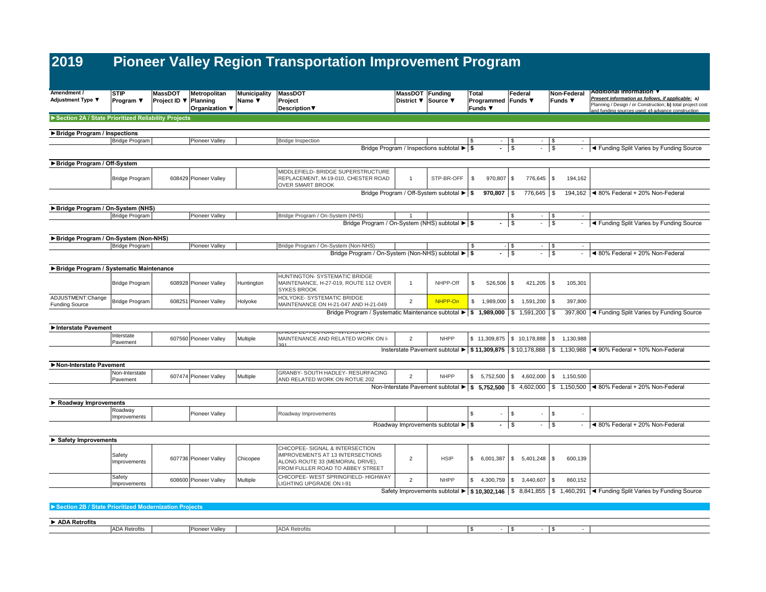# 2019 Pioneer Valley Region Transportation Improvement Program

| Amendment / Adjustment Type ▼ | STIP Program ▼ | MassDOT Project ID ▼ | Metropolitan Planning Organization ▼ | Municipality Name ▼ | MassDOT Project Description▼ | MassDOT District ▼ | Funding Source ▼ | Total Programmed Funds ▼ | Federal Funds ▼ | Non-Federal Funds ▼ | Additional Information ▼ *Present information as follows, if applicable: a) Planning / Design / or Construction; b) total project cost and funding sources used; c) advance construction* |
|---|---|---|---|---|---|---|---|---|---|---|---|
| **►Section 2A / State Prioritized Reliability Projects** | | | | | | | | | | | |
| **►Bridge Program / Inspections** | | | | | | | | | | | |
| | Bridge Program | | Pioneer Valley | | Bridge Inspection | | | $ - | $ - | $ - | |
| | | | | | Bridge Program / Inspections subtotal ► | | | **$ -** | $ - | $ - | ◄ Funding Split Varies by Funding Source |
| **►Bridge Program / Off-System** | | | | | | | | | | | |
| | Bridge Program | 608429 | Pioneer Valley | | MIDDLEFIELD- BRIDGE SUPERSTRUCTURE REPLACEMENT, M-19-010, CHESTER ROAD OVER SMART BROOK | 1 | STP-BR-OFF | $ 970,807 | $ 776,645 | $ 194,162 | |
| | | | | | Bridge Program / Off-System subtotal ► | | | **$ 970,807** | $ 776,645 | $ 194,162 | ◄ 80% Federal + 20% Non-Federal |
| **►Bridge Program / On-System (NHS)** | | | | | | | | | | | |
| | Bridge Program | | Pioneer Valley | | Bridge Program / On-System (NHS) | 1 | | | $ - | $ - | |
| | | | | | Bridge Program / On-System (NHS) subtotal ► | | | **$ -** | $ - | $ - | ◄ Funding Split Varies by Funding Source |
| **►Bridge Program / On-System (Non-NHS)** | | | | | | | | | | | |
| | Bridge Program | | Pioneer Valley | | Bridge Program / On-System (Non-NHS) | | | $ - | $ - | $ - | |
| | | | | | Bridge Program / On-System (Non-NHS) subtotal ► | | | **$ -** | $ - | $ - | ◄ 80% Federal + 20% Non-Federal |
| **►Bridge Program / Systematic Maintenance** | | | | | | | | | | | |
| | Bridge Program | 608928 | Pioneer Valley | Huntington | HUNTINGTON- SYSTEMATIC BRIDGE MAINTENANCE, H-27-019, ROUTE 112 OVER SYKES BROOK | 1 | NHPP-Off | $ 526,506 | $ 421,205 | $ 105,301 | |
| ADJUSTMENT:Change Funding Source | Bridge Program | 608251 | Pioneer Valley | Holyoke | HOLYOKE- SYSTEMATIC BRIDGE MAINTENANCE ON H-21-047 AND H-21-049 | 2 | NHPP-On | $ 1,989,000 | $ 1,591,200 | $ 397,800 | |
| | | | | | Bridge Program / Systematic Maintenance subtotal ► | | | **$ 1,989,000** | $ 1,591,200 | $ 397,800 | ◄ Funding Split Varies by Funding Source |
| **►Interstate Pavement** | | | | | | | | | | | |
| | Interstate Pavement | 607560 | Pioneer Valley | Multiple | CHICOPEE- HOLYOKE- INTERSTATE MAINTENANCE AND RELATED WORK ON I-391 | 2 | NHPP | $ 11,309,875 | $ 10,178,888 | $ 1,130,988 | |
| | | | | | Insterstate Pavement subtotal ► | | | **$ 11,309,875** | $ 10,178,888 | $ 1,130,988 | ◄ 90% Federal + 10% Non-Federal |
| **►Non-Interstate Pavement** | | | | | | | | | | | |
| | Non-Interstate Pavement | 607474 | Pioneer Valley | Multiple | GRANBY- SOUTH HADLEY- RESURFACING AND RELATED WORK ON ROTUE 202 | 2 | NHPP | $ 5,752,500 | $ 4,602,000 | $ 1,150,500 | |
| | | | | | Non-Interstate Pavement subtotal ► | | | **$ 5,752,500** | $ 4,602,000 | $ 1,150,500 | ◄ 80% Federal + 20% Non-Federal |
| **► Roadway Improvements** | | | | | | | | | | | |
| | Roadway Improvements | | Pioneer Valley | | Roadway Improvements | | | $ - | $ - | $ - | |
| | | | | | Roadway Improvements subtotal ► | | | **$ -** | $ - | $ - | ◄ 80% Federal + 20% Non-Federal |
| **► Safety Improvements** | | | | | | | | | | | |
| | Safety Improvements | 607736 | Pioneer Valley | Chicopee | CHICOPEE- SIGNAL & INTERSECTION IMPROVEMENTS AT 13 INTERSECTIONS ALONG ROUTE 33 (MEMORIAL DRIVE), FROM FULLER ROAD TO ABBEY STREET | 2 | HSIP | $ 6,001,387 | $ 5,401,248 | $ 600,139 | |
| | Safety Improvements | 608600 | Pioneer Valley | Multiple | CHICOPEE- WEST SPRINGFIELD- HIGHWAY LIGHTING UPGRADE ON I-91 | 2 | NHPP | $ 4,300,759 | $ 3,440,607 | $ 860,152 | |
| | | | | | Safety Improvements subtotal ► | | | **$ 10,302,146** | $ 8,841,855 | $ 1,460,291 | ◄ Funding Split Varies by Funding Source |
| **►Section 2B / State Prioritized Modernization Projects** | | | | | | | | | | | |
| **► ADA Retrofits** | | | | | | | | | | | |
| | ADA Retrofits | | Pioneer Valley | | ADA Retrofits | | | $ - | $ - | $ - | |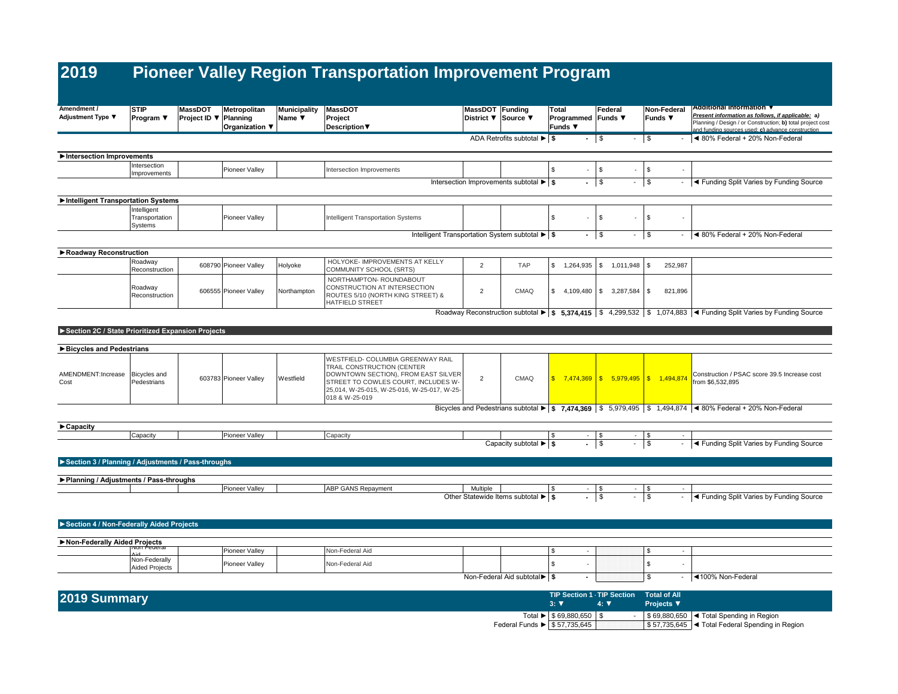# 2019 Pioneer Valley Region Transportation Improvement Program

| Amendment / Adjustment Type ▼ | STIP Program ▼ | MassDOT Project ID ▼ | Metropolitan Planning Organization ▼ | Municipality Name ▼ | MassDOT Project Description▼ | MassDOT District ▼ | Funding Source ▼ | Total Programmed Funds ▼ | Federal Funds ▼ | Non-Federal Funds ▼ | Additional Information ▼ *Present information as follows, if applicable: a)* Planning / Design / or Construction; **b)** total project cost and funding sources used; **c)** advance construction |
|---|---|---|---|---|---|---|---|---|---|---|---|
| | | | | | | ADA Retrofits subtotal ► | | **$ -** | $ - | $ - | ◄ 80% Federal + 20% Non-Federal |
| **►Intersection Improvements** | | | | | | | | | | | |
| | Intersection Improvements | | Pioneer Valley | | Intersection Improvements | | | $ - | $ - | $ - | |
| | | | | | | Intersection Improvements subtotal ► | | **$ -** | $ - | $ - | ◄ Funding Split Varies by Funding Source |
| **►Intelligent Transportation Systems** | | | | | | | | | | | |
| | Intelligent Transportation Systems | | Pioneer Valley | | Intelligent Transportation Systems | | | $ - | $ - | $ - | |
| | | | | | | Intelligent Transportation System subtotal ► | | **$ -** | $ - | $ - | ◄ 80% Federal + 20% Non-Federal |
| **►Roadway Reconstruction** | | | | | | | | | | | |
| | Roadway Reconstruction | 608790 | Pioneer Valley | Holyoke | HOLYOKE- IMPROVEMENTS AT KELLY COMMUNITY SCHOOL (SRTS) | 2 | TAP | $ 1,264,935 | $ 1,011,948 | $ 252,987 | |
| | Roadway Reconstruction | 606555 | Pioneer Valley | Northampton | NORTHAMPTON- ROUNDABOUT CONSTRUCTION AT INTERSECTION ROUTES 5/10 (NORTH KING STREET) & HATFIELD STREET | 2 | CMAQ | $ 4,109,480 | $ 3,287,584 | $ 821,896 | |
| | | | | | | Roadway Reconstruction subtotal ► | | **$ 5,374,415** | $ 4,299,532 | $ 1,074,883 | ◄ Funding Split Varies by Funding Source |
| **►Section 2C / State Prioritized Expansion Projects** | | | | | | | | | | | |
| **►Bicycles and Pedestrians** | | | | | | | | | | | |
| AMENDMENT:Increase Cost | Bicycles and Pedestrians | 603783 | Pioneer Valley | Westfield | WESTFIELD- COLUMBIA GREENWAY RAIL TRAIL CONSTRUCTION (CENTER DOWNTOWN SECTION), FROM EAST SILVER STREET TO COWLES COURT, INCLUDES W-25,014, W-25-015, W-25-016, W-25-017, W-25-018 & W-25-019 | 2 | CMAQ | $ 7,474,369 | $ 5,979,495 | $ 1,494,874 | Construction / PSAC score 39.5 Increase cost from $6,532,895 |
| | | | | | | Bicycles and Pedestrians subtotal ► | | **$ 7,474,369** | $ 5,979,495 | $ 1,494,874 | ◄ 80% Federal + 20% Non-Federal |
| **►Capacity** | | | | | | | | | | | |
| | Capacity | | Pioneer Valley | | Capacity | | | $ - | $ - | $ - | |
| | | | | | | Capacity subtotal ► | | **$ -** | $ - | $ - | ◄ Funding Split Varies by Funding Source |
| **►Section 3 / Planning / Adjustments / Pass-throughs** | | | | | | | | | | | |
| **►Planning / Adjustments / Pass-throughs** | | | | | | | | | | | |
| | | | Pioneer Valley | | ABP GANS Repayment | Multiple | | $ - | $ - | $ - | |
| | | | | | | Other Statewide Items subtotal ► | | **$ -** | $ - | $ - | ◄ Funding Split Varies by Funding Source |
| **►Section 4 / Non-Federally Aided Projects** | | | | | | | | | | | |
| **►Non-Federally Aided Projects** | | | | | | | | | | | |
| | Non-Federal Aid | | Pioneer Valley | | Non-Federal Aid | | | $ - | | $ - | |
| | Non-Federally Aided Projects | | Pioneer Valley | | Non-Federal Aid | | | $ - | | $ - | |
| | | | | | | Non-Federal Aid subtotal► | | **$ -** | | $ - | ◄100% Non-Federal |

## 2019 Summary

| | TIP Section 1 - 3: ▼ | TIP Section 4: ▼ | Total of All Projects ▼ | |
|---|---|---|---|---|
| Total ► | $ 69,880,650 | $ - | $ 69,880,650 | ◄ Total Spending in Region |
| Federal Funds ► | $ 57,735,645 | | $ 57,735,645 | ◄ Total Federal Spending in Region |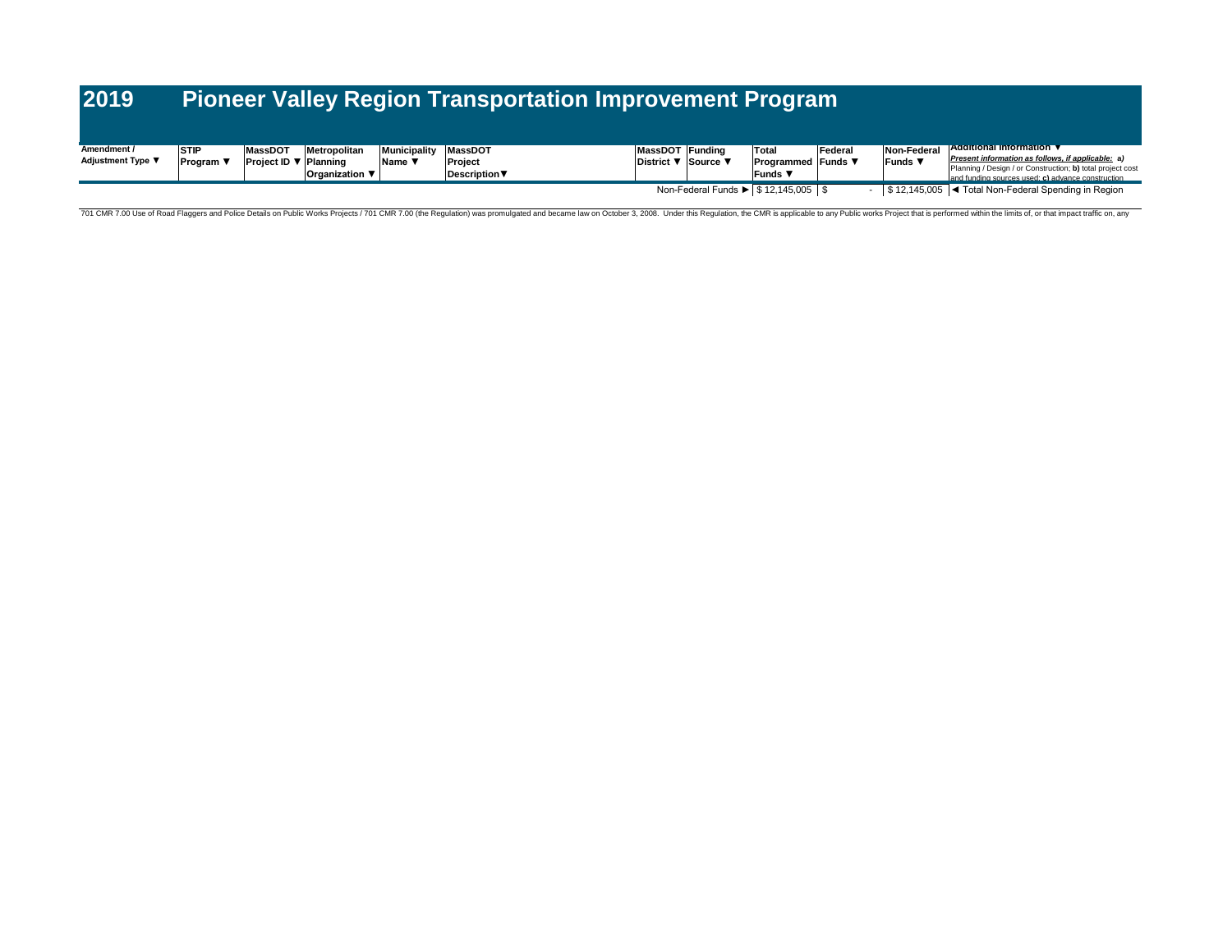# 2019 Pioneer Valley Region Transportation Improvement Program

| Amendment / Adjustment Type ▼ | STIP Program ▼ | MassDOT Project ID ▼ | Metropolitan Planning Organization ▼ | Municipality Name ▼ | MassDOT Project Description▼ | MassDOT District ▼ | Funding Source ▼ | Total Programmed Funds ▼ | Federal Funds ▼ | Non-Federal Funds ▼ | Additional Information ▼ *Present information as follows, if applicable: a)* Planning / Design / or Construction; **b)** total project cost and funding sources used; **c)** advance construction |
|---|---|---|---|---|---|---|---|---|---|---|---|
| | | | | | | Non-Federal Funds ► | | $ 12,145,005 | $ - | $ 12,145,005 | ◄ Total Non-Federal Spending in Region |

701 CMR 7.00 Use of Road Flaggers and Police Details on Public Works Projects / 701 CMR 7.00 (the Regulation) was promulgated and became law on October 3, 2008. Under this Regulation, the CMR is applicable to any Public works Project that is performed within the limits of, or that impact traffic on, any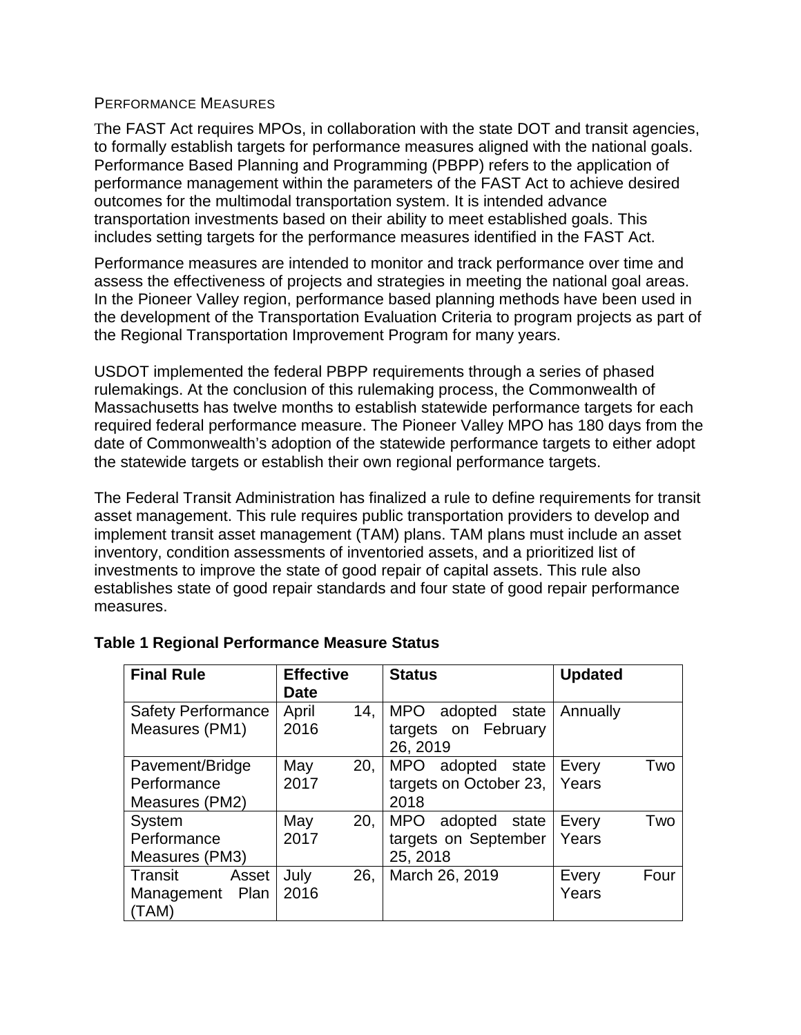## PERFORMANCE MEASURES

The FAST Act requires MPOs, in collaboration with the state DOT and transit agencies, to formally establish targets for performance measures aligned with the national goals. Performance Based Planning and Programming (PBPP) refers to the application of performance management within the parameters of the FAST Act to achieve desired outcomes for the multimodal transportation system. It is intended advance transportation investments based on their ability to meet established goals. This includes setting targets for the performance measures identified in the FAST Act.

Performance measures are intended to monitor and track performance over time and assess the effectiveness of projects and strategies in meeting the national goal areas. In the Pioneer Valley region, performance based planning methods have been used in the development of the Transportation Evaluation Criteria to program projects as part of the Regional Transportation Improvement Program for many years.

USDOT implemented the federal PBPP requirements through a series of phased rulemakings. At the conclusion of this rulemaking process, the Commonwealth of Massachusetts has twelve months to establish statewide performance targets for each required federal performance measure. The Pioneer Valley MPO has 180 days from the date of Commonwealth's adoption of the statewide performance targets to either adopt the statewide targets or establish their own regional performance targets.

The Federal Transit Administration has finalized a rule to define requirements for transit asset management. This rule requires public transportation providers to develop and implement transit asset management (TAM) plans. TAM plans must include an asset inventory, condition assessments of inventoried assets, and a prioritized list of investments to improve the state of good repair of capital assets. This rule also establishes state of good repair standards and four state of good repair performance measures.

**Table 1 Regional Performance Measure Status**

| Final Rule | Effective Date | Status | Updated |
|---|---|---|---|
| Safety Performance Measures (PM1) | April 14, 2016 | MPO adopted state targets on February 26, 2019 | Annually |
| Pavement/Bridge Performance Measures (PM2) | May 20, 2017 | MPO adopted state targets on October 23, 2018 | Every Two Years |
| System Performance Measures (PM3) | May 20, 2017 | MPO adopted state targets on September 25, 2018 | Every Two Years |
| Transit Asset Management Plan (TAM) | July 26, 2016 | March 26, 2019 | Every Four Years |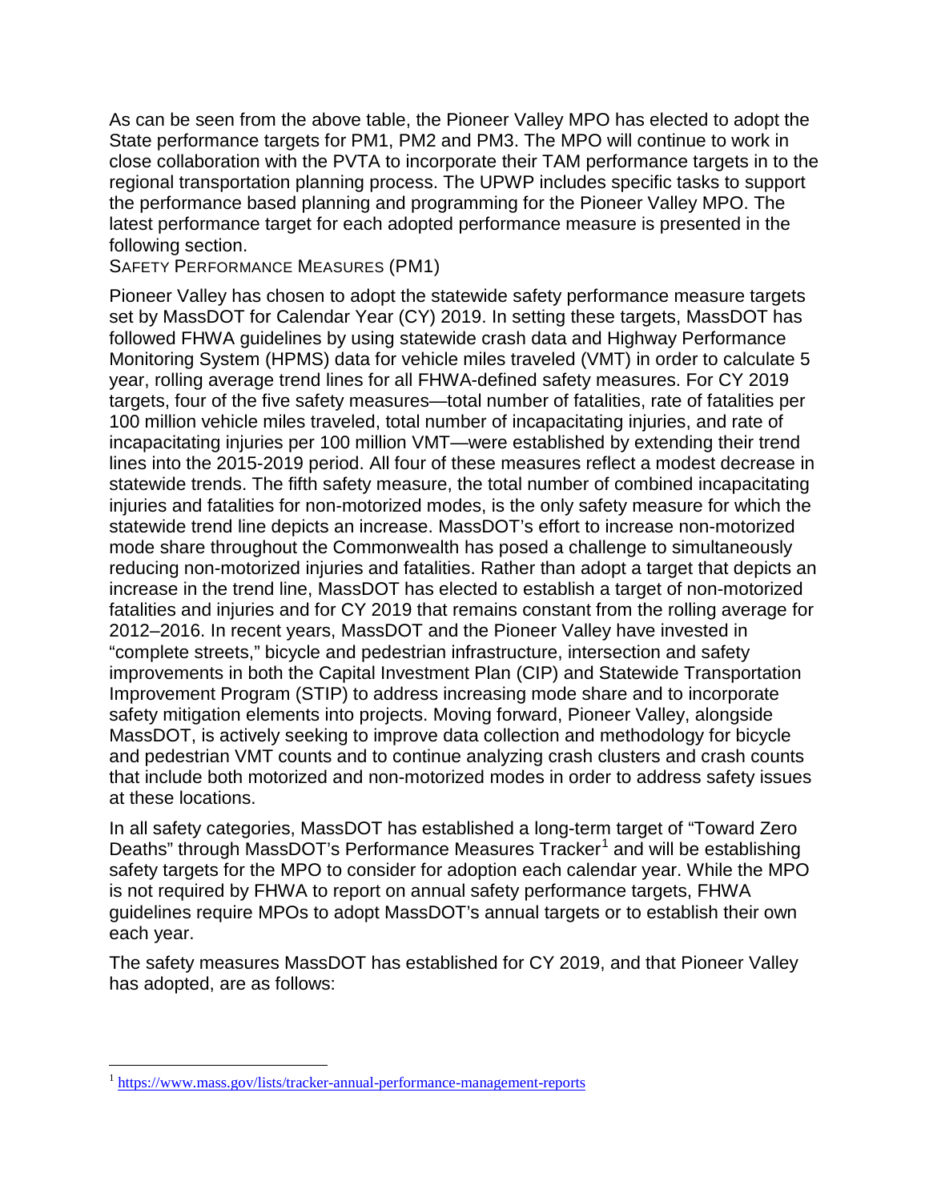As can be seen from the above table, the Pioneer Valley MPO has elected to adopt the State performance targets for PM1, PM2 and PM3. The MPO will continue to work in close collaboration with the PVTA to incorporate their TAM performance targets in to the regional transportation planning process. The UPWP includes specific tasks to support the performance based planning and programming for the Pioneer Valley MPO. The latest performance target for each adopted performance measure is presented in the following section.

### Safety Performance Measures (PM1)

Pioneer Valley has chosen to adopt the statewide safety performance measure targets set by MassDOT for Calendar Year (CY) 2019. In setting these targets, MassDOT has followed FHWA guidelines by using statewide crash data and Highway Performance Monitoring System (HPMS) data for vehicle miles traveled (VMT) in order to calculate 5 year, rolling average trend lines for all FHWA-defined safety measures. For CY 2019 targets, four of the five safety measures—total number of fatalities, rate of fatalities per 100 million vehicle miles traveled, total number of incapacitating injuries, and rate of incapacitating injuries per 100 million VMT—were established by extending their trend lines into the 2015-2019 period. All four of these measures reflect a modest decrease in statewide trends. The fifth safety measure, the total number of combined incapacitating injuries and fatalities for non-motorized modes, is the only safety measure for which the statewide trend line depicts an increase. MassDOT's effort to increase non-motorized mode share throughout the Commonwealth has posed a challenge to simultaneously reducing non-motorized injuries and fatalities. Rather than adopt a target that depicts an increase in the trend line, MassDOT has elected to establish a target of non-motorized fatalities and injuries and for CY 2019 that remains constant from the rolling average for 2012–2016. In recent years, MassDOT and the Pioneer Valley have invested in "complete streets," bicycle and pedestrian infrastructure, intersection and safety improvements in both the Capital Investment Plan (CIP) and Statewide Transportation Improvement Program (STIP) to address increasing mode share and to incorporate safety mitigation elements into projects. Moving forward, Pioneer Valley, alongside MassDOT, is actively seeking to improve data collection and methodology for bicycle and pedestrian VMT counts and to continue analyzing crash clusters and crash counts that include both motorized and non-motorized modes in order to address safety issues at these locations.

In all safety categories, MassDOT has established a long-term target of "Toward Zero Deaths" through MassDOT's Performance Measures Tracker[1] and will be establishing safety targets for the MPO to consider for adoption each calendar year. While the MPO is not required by FHWA to report on annual safety performance targets, FHWA guidelines require MPOs to adopt MassDOT's annual targets or to establish their own each year.

The safety measures MassDOT has established for CY 2019, and that Pioneer Valley has adopted, are as follows:

[1] https://www.mass.gov/lists/tracker-annual-performance-management-reports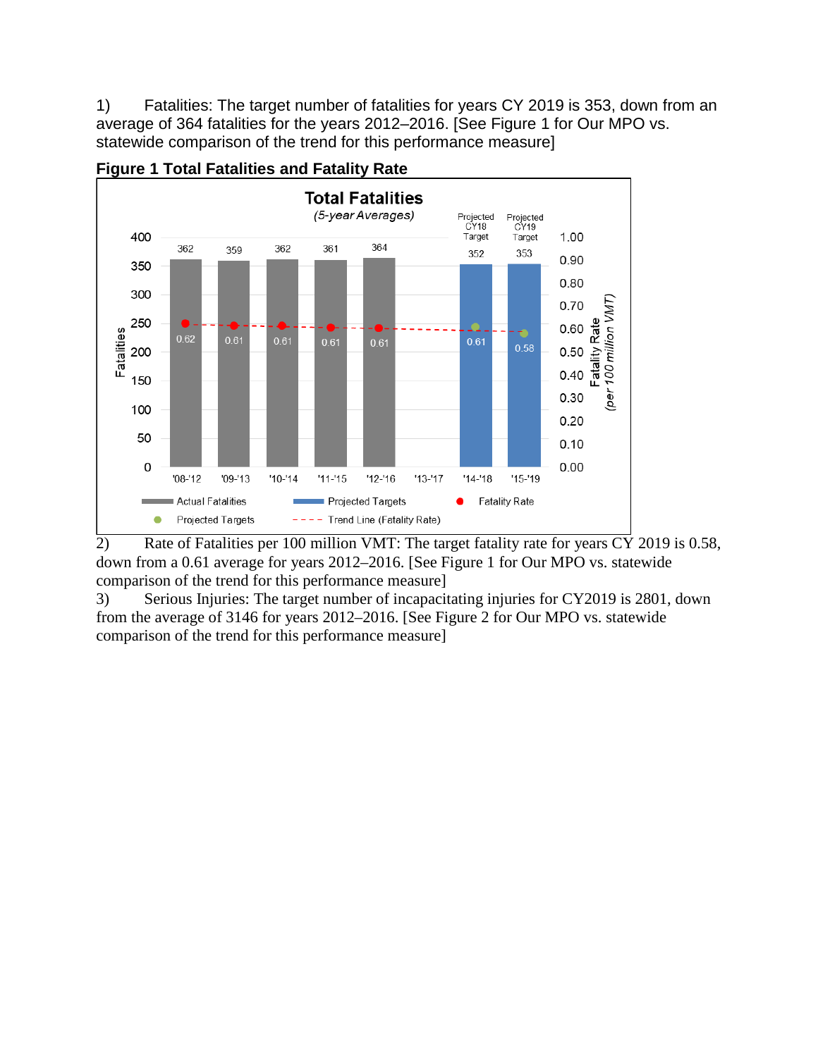1) Fatalities: The target number of fatalities for years CY 2019 is 353, down from an average of 364 fatalities for the years 2012–2016. [See Figure 1 for Our MPO vs. statewide comparison of the trend for this performance measure]

**Figure 1 Total Fatalities and Fatality Rate**

Total Fatalities

(5-year Averages)

Projected CY18 Target

Projected CY19 Target

Fatalities

Fatality Rate (per 100 million VMT)

400
350
300
250
200
150
100
50
0

1.00
0.90
0.80
0.70
0.60
0.50
0.40
0.30
0.20
0.10
0.00

362 359 362 361 364 352 353

0.62 0.61 0.61 0.61 0.61 0.61 0.58

'08-'12 '09-'13 '10-'14 '11-'15 '12-'16 '13-'17 '14-'18 '15-'19

Actual Fatalities

Projected Targets

Fatality Rate

Projected Targets

Trend Line (Fatality Rate)

2) Rate of Fatalities per 100 million VMT: The target fatality rate for years CY 2019 is 0.58, down from a 0.61 average for years 2012–2016. [See Figure 1 for Our MPO vs. statewide comparison of the trend for this performance measure]

3) Serious Injuries: The target number of incapacitating injuries for CY2019 is 2801, down from the average of 3146 for years 2012–2016. [See Figure 2 for Our MPO vs. statewide comparison of the trend for this performance measure]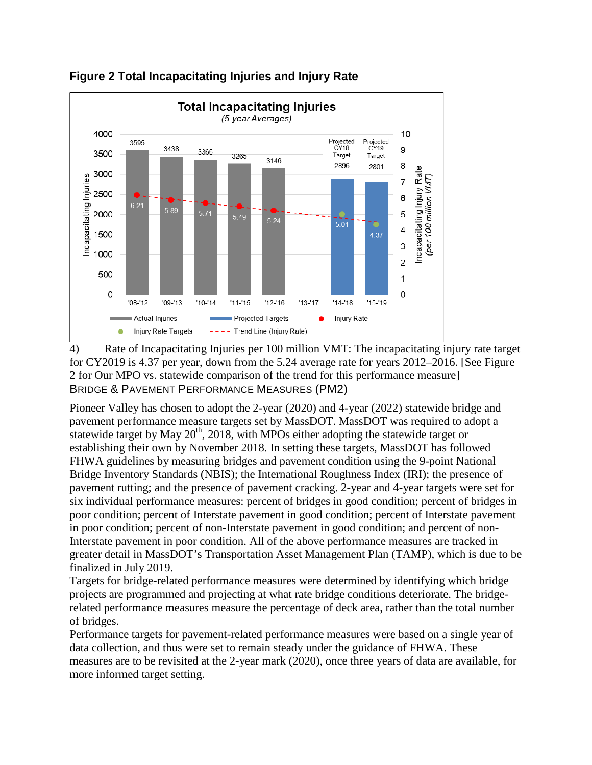**Figure 2 Total Incapacitating Injuries and Injury Rate**

Total Incapacitating Injuries
(5-year Averages)

Incapacitating Injuries
4000
3500
3000
2500
2000
1500
1000
500
0

Incapacitating Injury Rate (per 100 million VMT)
10
9
8
7
6
5
4
3
2
1
0

3595
3438
3366
3265
3146
Projected CY18 Target
2896
Projected CY19 Target
2801

6.21
5.89
5.71
5.49
5.24
5.01
4.37

'08-'12
'09-'13
'10-'14
'11-'15
'12-'16
'13-'17
'14-'18
'15-'19

Actual Injuries
Projected Targets
Injury Rate
Injury Rate Targets
Trend Line (Injury Rate)

4) Rate of Incapacitating Injuries per 100 million VMT: The incapacitating injury rate target for CY2019 is 4.37 per year, down from the 5.24 average rate for years 2012–2016. [See Figure 2 for Our MPO vs. statewide comparison of the trend for this performance measure]

## Bridge & Pavement Performance Measures (PM2)

Pioneer Valley has chosen to adopt the 2-year (2020) and 4-year (2022) statewide bridge and pavement performance measure targets set by MassDOT. MassDOT was required to adopt a statewide target by May 20th, 2018, with MPOs either adopting the statewide target or establishing their own by November 2018. In setting these targets, MassDOT has followed FHWA guidelines by measuring bridges and pavement condition using the 9-point National Bridge Inventory Standards (NBIS); the International Roughness Index (IRI); the presence of pavement rutting; and the presence of pavement cracking. 2-year and 4-year targets were set for six individual performance measures: percent of bridges in good condition; percent of bridges in poor condition; percent of Interstate pavement in good condition; percent of Interstate pavement in poor condition; percent of non-Interstate pavement in good condition; and percent of non-Interstate pavement in poor condition. All of the above performance measures are tracked in greater detail in MassDOT's Transportation Asset Management Plan (TAMP), which is due to be finalized in July 2019.

Targets for bridge-related performance measures were determined by identifying which bridge projects are programmed and projecting at what rate bridge conditions deteriorate. The bridge-related performance measures measure the percentage of deck area, rather than the total number of bridges.

Performance targets for pavement-related performance measures were based on a single year of data collection, and thus were set to remain steady under the guidance of FHWA. These measures are to be revisited at the 2-year mark (2020), once three years of data are available, for more informed target setting.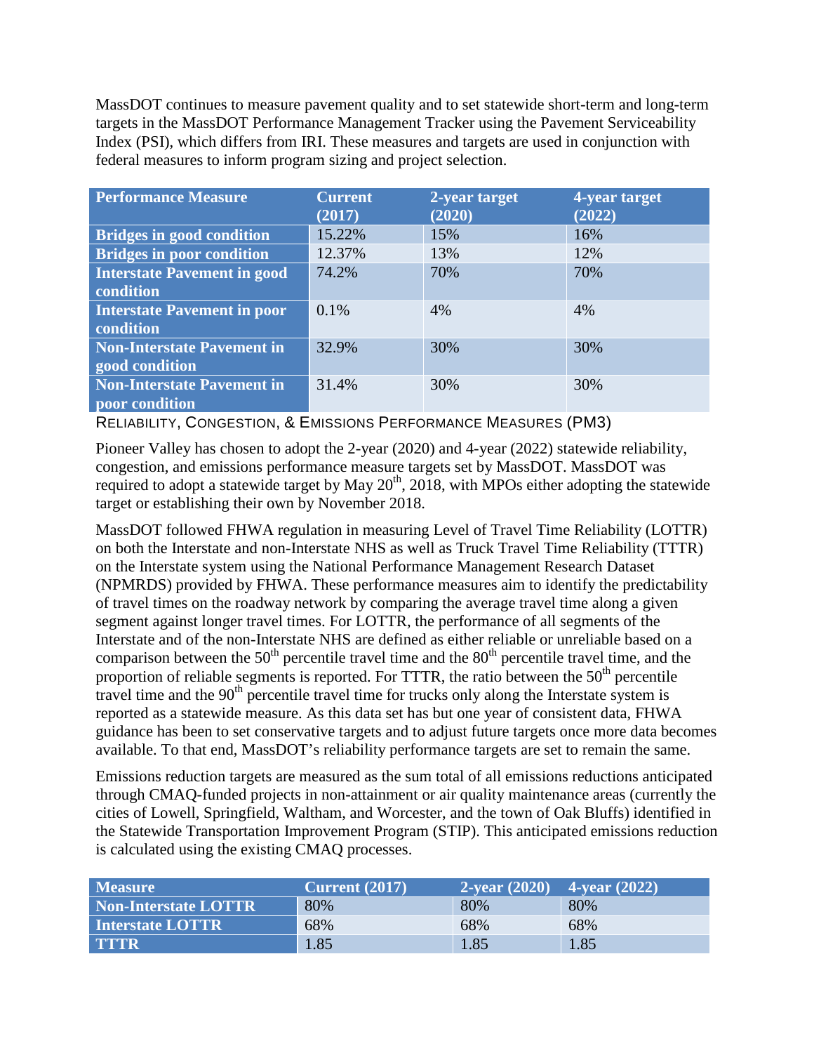MassDOT continues to measure pavement quality and to set statewide short-term and long-term targets in the MassDOT Performance Management Tracker using the Pavement Serviceability Index (PSI), which differs from IRI. These measures and targets are used in conjunction with federal measures to inform program sizing and project selection.

| Performance Measure | Current (2017) | 2-year target (2020) | 4-year target (2022) |
|---|---|---|---|
| Bridges in good condition | 15.22% | 15% | 16% |
| Bridges in poor condition | 12.37% | 13% | 12% |
| Interstate Pavement in good condition | 74.2% | 70% | 70% |
| Interstate Pavement in poor condition | 0.1% | 4% | 4% |
| Non-Interstate Pavement in good condition | 32.9% | 30% | 30% |
| Non-Interstate Pavement in poor condition | 31.4% | 30% | 30% |

### Reliability, Congestion, & Emissions Performance Measures (PM3)

Pioneer Valley has chosen to adopt the 2-year (2020) and 4-year (2022) statewide reliability, congestion, and emissions performance measure targets set by MassDOT. MassDOT was required to adopt a statewide target by May 20th, 2018, with MPOs either adopting the statewide target or establishing their own by November 2018.

MassDOT followed FHWA regulation in measuring Level of Travel Time Reliability (LOTTR) on both the Interstate and non-Interstate NHS as well as Truck Travel Time Reliability (TTTR) on the Interstate system using the National Performance Management Research Dataset (NPMRDS) provided by FHWA. These performance measures aim to identify the predictability of travel times on the roadway network by comparing the average travel time along a given segment against longer travel times. For LOTTR, the performance of all segments of the Interstate and of the non-Interstate NHS are defined as either reliable or unreliable based on a comparison between the 50th percentile travel time and the 80th percentile travel time, and the proportion of reliable segments is reported. For TTTR, the ratio between the 50th percentile travel time and the 90th percentile travel time for trucks only along the Interstate system is reported as a statewide measure. As this data set has but one year of consistent data, FHWA guidance has been to set conservative targets and to adjust future targets once more data becomes available. To that end, MassDOT's reliability performance targets are set to remain the same.

Emissions reduction targets are measured as the sum total of all emissions reductions anticipated through CMAQ-funded projects in non-attainment or air quality maintenance areas (currently the cities of Lowell, Springfield, Waltham, and Worcester, and the town of Oak Bluffs) identified in the Statewide Transportation Improvement Program (STIP). This anticipated emissions reduction is calculated using the existing CMAQ processes.

| Measure | Current (2017) | 2-year (2020) | 4-year (2022) |
|---|---|---|---|
| Non-Interstate LOTTR | 80% | 80% | 80% |
| Interstate LOTTR | 68% | 68% | 68% |
| TTTR | 1.85 | 1.85 | 1.85 |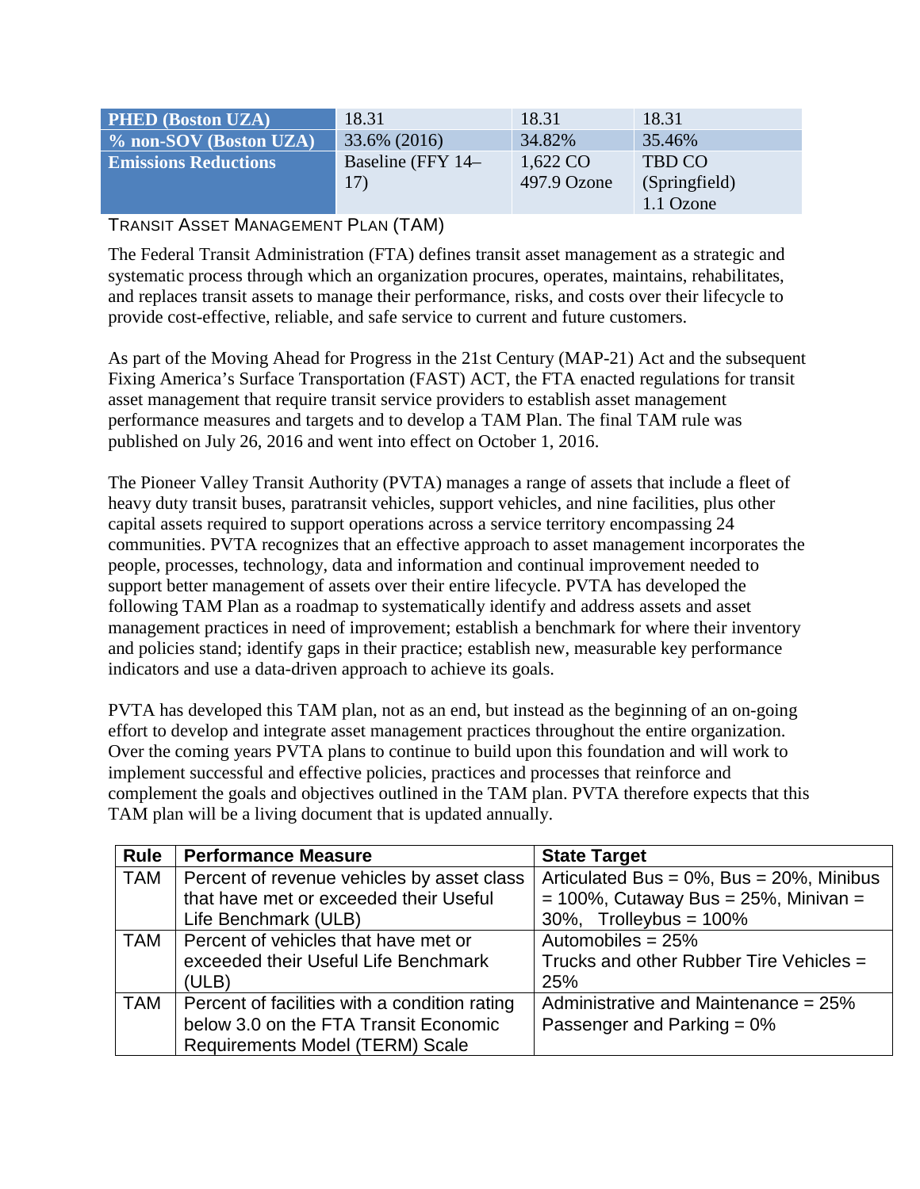| | | | |
|---|---|---|---|
| **PHED (Boston UZA)** | 18.31 | 18.31 | 18.31 |
| **% non-SOV (Boston UZA)** | 33.6% (2016) | 34.82% | 35.46% |
| **Emissions Reductions** | Baseline (FFY 14–17) | 1,622 CO<br>497.9 Ozone | TBD CO (Springfield)<br>1.1 Ozone |

### TRANSIT ASSET MANAGEMENT PLAN (TAM)

The Federal Transit Administration (FTA) defines transit asset management as a strategic and systematic process through which an organization procures, operates, maintains, rehabilitates, and replaces transit assets to manage their performance, risks, and costs over their lifecycle to provide cost-effective, reliable, and safe service to current and future customers.

As part of the Moving Ahead for Progress in the 21st Century (MAP-21) Act and the subsequent Fixing America's Surface Transportation (FAST) ACT, the FTA enacted regulations for transit asset management that require transit service providers to establish asset management performance measures and targets and to develop a TAM Plan. The final TAM rule was published on July 26, 2016 and went into effect on October 1, 2016.

The Pioneer Valley Transit Authority (PVTA) manages a range of assets that include a fleet of heavy duty transit buses, paratransit vehicles, support vehicles, and nine facilities, plus other capital assets required to support operations across a service territory encompassing 24 communities. PVTA recognizes that an effective approach to asset management incorporates the people, processes, technology, data and information and continual improvement needed to support better management of assets over their entire lifecycle. PVTA has developed the following TAM Plan as a roadmap to systematically identify and address assets and asset management practices in need of improvement; establish a benchmark for where their inventory and policies stand; identify gaps in their practice; establish new, measurable key performance indicators and use a data-driven approach to achieve its goals.

PVTA has developed this TAM plan, not as an end, but instead as the beginning of an on-going effort to develop and integrate asset management practices throughout the entire organization. Over the coming years PVTA plans to continue to build upon this foundation and will work to implement successful and effective policies, practices and processes that reinforce and complement the goals and objectives outlined in the TAM plan. PVTA therefore expects that this TAM plan will be a living document that is updated annually.

| Rule | Performance Measure | State Target |
|---|---|---|
| TAM | Percent of revenue vehicles by asset class that have met or exceeded their Useful Life Benchmark (ULB) | Articulated Bus = 0%, Bus = 20%, Minibus = 100%, Cutaway Bus = 25%, Minivan = 30%, Trolleybus = 100% |
| TAM | Percent of vehicles that have met or exceeded their Useful Life Benchmark (ULB) | Automobiles = 25%<br>Trucks and other Rubber Tire Vehicles = 25% |
| TAM | Percent of facilities with a condition rating below 3.0 on the FTA Transit Economic Requirements Model (TERM) Scale | Administrative and Maintenance = 25%<br>Passenger and Parking = 0% |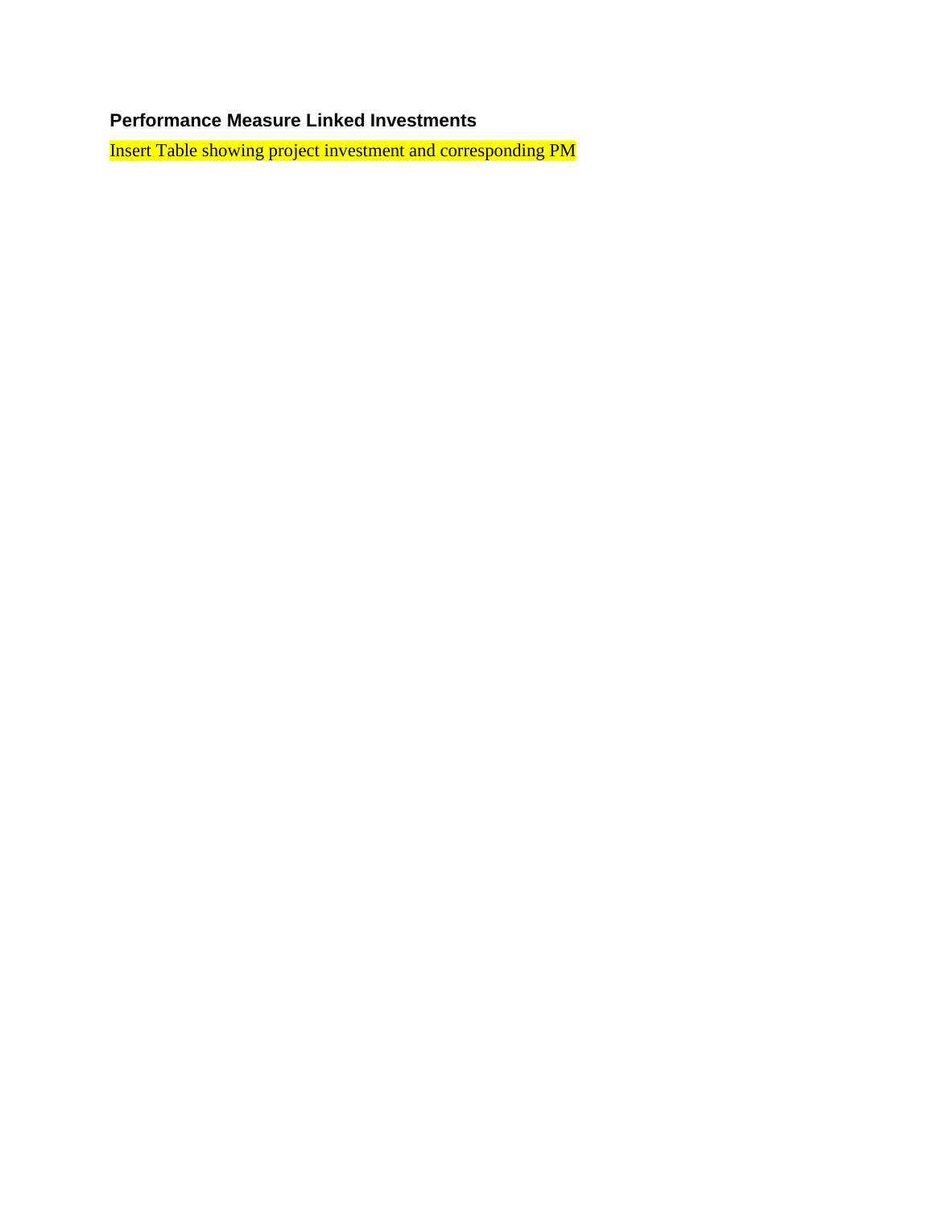### Performance Measure Linked Investments

Insert Table showing project investment and corresponding PM